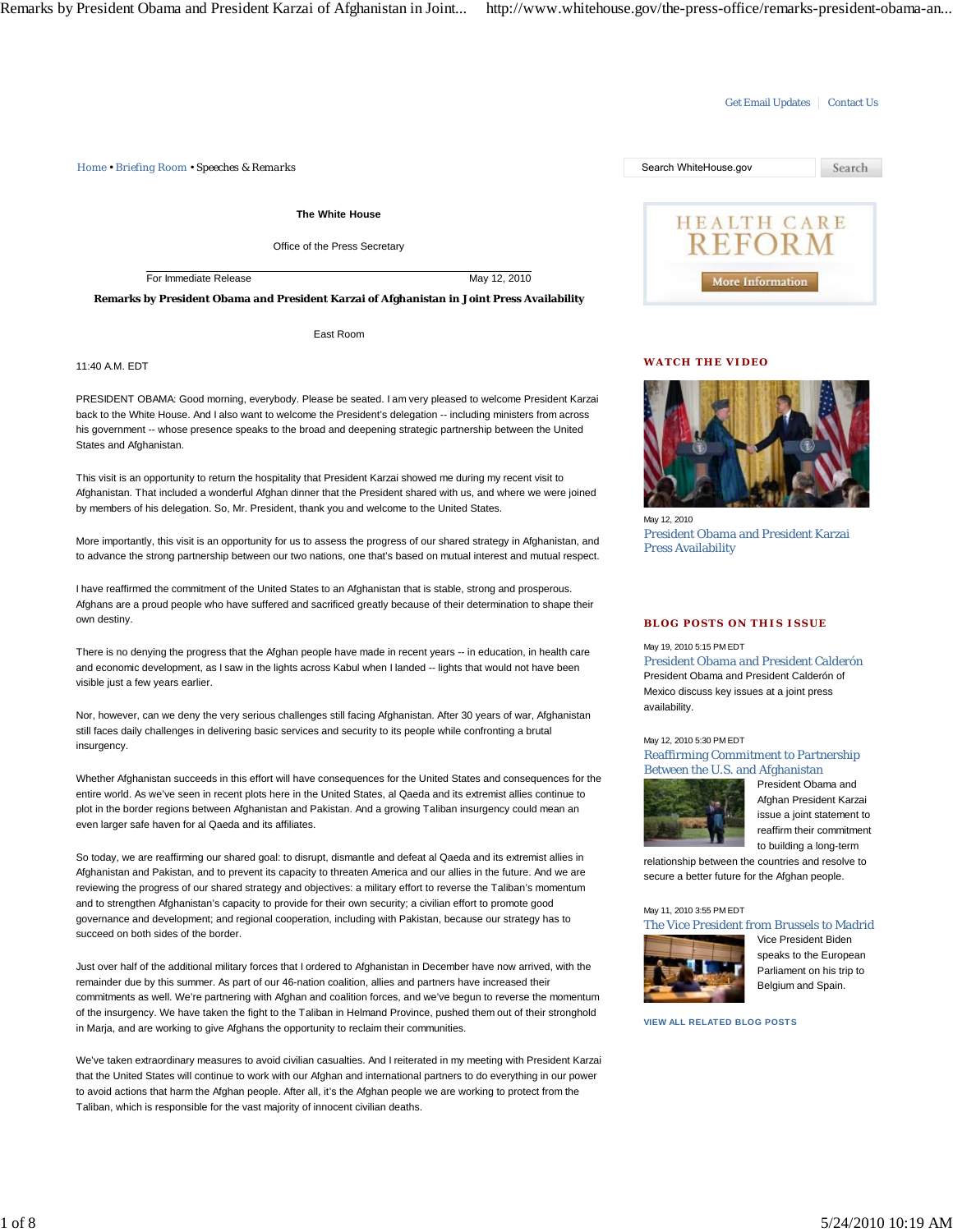Get Email Updates | Contact Us

Home • Briefing Room • Speeches & Remarks

**The White House**

Office of the Press Secretary

For Immediate Release May 12, 2010

**Remarks by President Obama and President Karzai of Afghanistan in Joint Press Availability**

East Room

11:40 A.M. EDT

PRESIDENT OBAMA: Good morning, everybody. Please be seated. I am very pleased to welcome President Karzai back to the White House. And I also want to welcome the President's delegation -- including ministers from across his government -- whose presence speaks to the broad and deepening strategic partnership between the United States and Afghanistan.

This visit is an opportunity to return the hospitality that President Karzai showed me during my recent visit to Afghanistan. That included a wonderful Afghan dinner that the President shared with us, and where we were joined by members of his delegation. So, Mr. President, thank you and welcome to the United States.

More importantly, this visit is an opportunity for us to assess the progress of our shared strategy in Afghanistan, and to advance the strong partnership between our two nations, one that's based on mutual interest and mutual respect.

I have reaffirmed the commitment of the United States to an Afghanistan that is stable, strong and prosperous. Afghans are a proud people who have suffered and sacrificed greatly because of their determination to shape their own destiny.

There is no denying the progress that the Afghan people have made in recent years -- in education, in health care and economic development, as I saw in the lights across Kabul when I landed -- lights that would not have been visible just a few years earlier.

Nor, however, can we deny the very serious challenges still facing Afghanistan. After 30 years of war, Afghanistan still faces daily challenges in delivering basic services and security to its people while confronting a brutal insurgency.

Whether Afghanistan succeeds in this effort will have consequences for the United States and consequences for the entire world. As we've seen in recent plots here in the United States, al Qaeda and its extremist allies continue to plot in the border regions between Afghanistan and Pakistan. And a growing Taliban insurgency could mean an even larger safe haven for al Qaeda and its affiliates.

So today, we are reaffirming our shared goal: to disrupt, dismantle and defeat al Qaeda and its extremist allies in Afghanistan and Pakistan, and to prevent its capacity to threaten America and our allies in the future. And we are reviewing the progress of our shared strategy and objectives: a military effort to reverse the Taliban's momentum and to strengthen Afghanistan's capacity to provide for their own security; a civilian effort to promote good governance and development; and regional cooperation, including with Pakistan, because our strategy has to succeed on both sides of the border.

Just over half of the additional military forces that I ordered to Afghanistan in December have now arrived, with the remainder due by this summer. As part of our 46-nation coalition, allies and partners have increased their commitments as well. We're partnering with Afghan and coalition forces, and we've begun to reverse the momentum of the insurgency. We have taken the fight to the Taliban in Helmand Province, pushed them out of their stronghold in Marja, and are working to give Afghans the opportunity to reclaim their communities.

We've taken extraordinary measures to avoid civilian casualties. And I reiterated in my meeting with President Karzai that the United States will continue to work with our Afghan and international partners to do everything in our power to avoid actions that harm the Afghan people. After all, it's the Afghan people we are working to protect from the Taliban, which is responsible for the vast majority of innocent civilian deaths.

Search WhiteHouse.gov | Search

HEALTH CARE REFORM

More Information

**WATCH THE VIDEO**

May 12, 2010

President Obama and President Karzai Press Availability

**BLOG POSTS ON THIS ISSUE**

May 19, 2010 5:15 PM EDT

President Obama and President Calderón

President Obama and President Calderón of Mexico discuss key issues at a joint press availability.

May 12, 2010 5:30 PM EDT

Reaffirming Commitment to Partnership Between the U.S. and Afghanistan

President Obama and Afghan President Karzai issue a joint statement to reaffirm their commitment to building a long-term relationship between the countries and resolve to secure a better future for the Afghan people.

May 11, 2010 3:55 PM EDT

The Vice President from Brussels to Madrid

Vice President Biden speaks to the European Parliament on his trip to Belgium and Spain.

VIEW ALL RELATED BLOG POSTS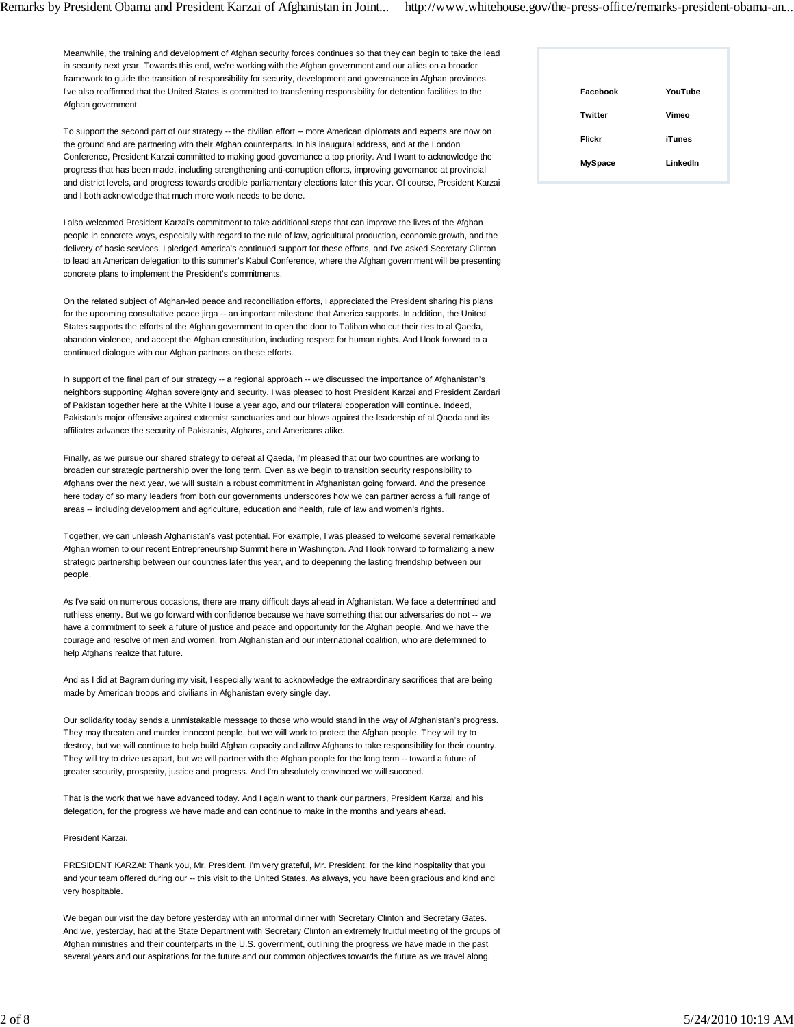Meanwhile, the training and development of Afghan security forces continues so that they can begin to take the lead in security next year. Towards this end, we're working with the Afghan government and our allies on a broader framework to guide the transition of responsibility for security, development and governance in Afghan provinces. I've also reaffirmed that the United States is committed to transferring responsibility for detention facilities to the Afghan government.

To support the second part of our strategy -- the civilian effort -- more American diplomats and experts are now on the ground and are partnering with their Afghan counterparts. In his inaugural address, and at the London Conference, President Karzai committed to making good governance a top priority. And I want to acknowledge the progress that has been made, including strengthening anti-corruption efforts, improving governance at provincial and district levels, and progress towards credible parliamentary elections later this year. Of course, President Karzai and I both acknowledge that much more work needs to be done.

I also welcomed President Karzai's commitment to take additional steps that can improve the lives of the Afghan people in concrete ways, especially with regard to the rule of law, agricultural production, economic growth, and the delivery of basic services. I pledged America's continued support for these efforts, and I've asked Secretary Clinton to lead an American delegation to this summer's Kabul Conference, where the Afghan government will be presenting concrete plans to implement the President's commitments.

On the related subject of Afghan-led peace and reconciliation efforts, I appreciated the President sharing his plans for the upcoming consultative peace jirga -- an important milestone that America supports. In addition, the United States supports the efforts of the Afghan government to open the door to Taliban who cut their ties to al Qaeda, abandon violence, and accept the Afghan constitution, including respect for human rights. And I look forward to a continued dialogue with our Afghan partners on these efforts.

In support of the final part of our strategy -- a regional approach -- we discussed the importance of Afghanistan's neighbors supporting Afghan sovereignty and security. I was pleased to host President Karzai and President Zardari of Pakistan together here at the White House a year ago, and our trilateral cooperation will continue. Indeed, Pakistan's major offensive against extremist sanctuaries and our blows against the leadership of al Qaeda and its affiliates advance the security of Pakistanis, Afghans, and Americans alike.

Finally, as we pursue our shared strategy to defeat al Qaeda, I'm pleased that our two countries are working to broaden our strategic partnership over the long term. Even as we begin to transition security responsibility to Afghans over the next year, we will sustain a robust commitment in Afghanistan going forward. And the presence here today of so many leaders from both our governments underscores how we can partner across a full range of areas -- including development and agriculture, education and health, rule of law and women's rights.

Together, we can unleash Afghanistan's vast potential. For example, I was pleased to welcome several remarkable Afghan women to our recent Entrepreneurship Summit here in Washington. And I look forward to formalizing a new strategic partnership between our countries later this year, and to deepening the lasting friendship between our people.

As I've said on numerous occasions, there are many difficult days ahead in Afghanistan. We face a determined and ruthless enemy. But we go forward with confidence because we have something that our adversaries do not -- we have a commitment to seek a future of justice and peace and opportunity for the Afghan people. And we have the courage and resolve of men and women, from Afghanistan and our international coalition, who are determined to help Afghans realize that future.

And as I did at Bagram during my visit, I especially want to acknowledge the extraordinary sacrifices that are being made by American troops and civilians in Afghanistan every single day.

Our solidarity today sends a unmistakable message to those who would stand in the way of Afghanistan's progress. They may threaten and murder innocent people, but we will work to protect the Afghan people. They will try to destroy, but we will continue to help build Afghan capacity and allow Afghans to take responsibility for their country. They will try to drive us apart, but we will partner with the Afghan people for the long term -- toward a future of greater security, prosperity, justice and progress. And I'm absolutely convinced we will succeed.

That is the work that we have advanced today. And I again want to thank our partners, President Karzai and his delegation, for the progress we have made and can continue to make in the months and years ahead.

President Karzai.

PRESIDENT KARZAI: Thank you, Mr. President. I'm very grateful, Mr. President, for the kind hospitality that you and your team offered during our -- this visit to the United States. As always, you have been gracious and kind and very hospitable.

We began our visit the day before yesterday with an informal dinner with Secretary Clinton and Secretary Gates. And we, yesterday, had at the State Department with Secretary Clinton an extremely fruitful meeting of the groups of Afghan ministries and their counterparts in the U.S. government, outlining the progress we have made in the past several years and our aspirations for the future and our common objectives towards the future as we travel along.

| | |
|---|---|
| Facebook | YouTube |
| Twitter | Vimeo |
| Flickr | iTunes |
| MySpace | LinkedIn |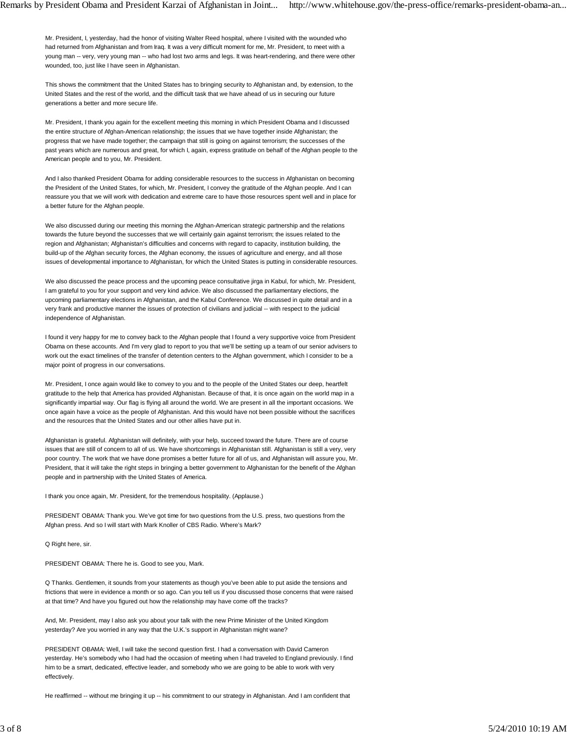Mr. President, I, yesterday, had the honor of visiting Walter Reed hospital, where I visited with the wounded who had returned from Afghanistan and from Iraq. It was a very difficult moment for me, Mr. President, to meet with a young man -- very, very young man -- who had lost two arms and legs. It was heart-rendering, and there were other wounded, too, just like I have seen in Afghanistan.

This shows the commitment that the United States has to bringing security to Afghanistan and, by extension, to the United States and the rest of the world, and the difficult task that we have ahead of us in securing our future generations a better and more secure life.

Mr. President, I thank you again for the excellent meeting this morning in which President Obama and I discussed the entire structure of Afghan-American relationship; the issues that we have together inside Afghanistan; the progress that we have made together; the campaign that still is going on against terrorism; the successes of the past years which are numerous and great, for which I, again, express gratitude on behalf of the Afghan people to the American people and to you, Mr. President.

And I also thanked President Obama for adding considerable resources to the success in Afghanistan on becoming the President of the United States, for which, Mr. President, I convey the gratitude of the Afghan people. And I can reassure you that we will work with dedication and extreme care to have those resources spent well and in place for a better future for the Afghan people.

We also discussed during our meeting this morning the Afghan-American strategic partnership and the relations towards the future beyond the successes that we will certainly gain against terrorism; the issues related to the region and Afghanistan; Afghanistan's difficulties and concerns with regard to capacity, institution building, the build-up of the Afghan security forces, the Afghan economy, the issues of agriculture and energy, and all those issues of developmental importance to Afghanistan, for which the United States is putting in considerable resources.

We also discussed the peace process and the upcoming peace consultative jirga in Kabul, for which, Mr. President, I am grateful to you for your support and very kind advice. We also discussed the parliamentary elections, the upcoming parliamentary elections in Afghanistan, and the Kabul Conference. We discussed in quite detail and in a very frank and productive manner the issues of protection of civilians and judicial -- with respect to the judicial independence of Afghanistan.

I found it very happy for me to convey back to the Afghan people that I found a very supportive voice from President Obama on these accounts. And I'm very glad to report to you that we'll be setting up a team of our senior advisers to work out the exact timelines of the transfer of detention centers to the Afghan government, which I consider to be a major point of progress in our conversations.

Mr. President, I once again would like to convey to you and to the people of the United States our deep, heartfelt gratitude to the help that America has provided Afghanistan. Because of that, it is once again on the world map in a significantly impartial way. Our flag is flying all around the world. We are present in all the important occasions. We once again have a voice as the people of Afghanistan. And this would have not been possible without the sacrifices and the resources that the United States and our other allies have put in.

Afghanistan is grateful. Afghanistan will definitely, with your help, succeed toward the future. There are of course issues that are still of concern to all of us. We have shortcomings in Afghanistan still. Afghanistan is still a very, very poor country. The work that we have done promises a better future for all of us, and Afghanistan will assure you, Mr. President, that it will take the right steps in bringing a better government to Afghanistan for the benefit of the Afghan people and in partnership with the United States of America.

I thank you once again, Mr. President, for the tremendous hospitality. (Applause.)

PRESIDENT OBAMA: Thank you. We've got time for two questions from the U.S. press, two questions from the Afghan press. And so I will start with Mark Knoller of CBS Radio. Where's Mark?

Q Right here, sir.

PRESIDENT OBAMA: There he is. Good to see you, Mark.

Q Thanks. Gentlemen, it sounds from your statements as though you've been able to put aside the tensions and frictions that were in evidence a month or so ago. Can you tell us if you discussed those concerns that were raised at that time? And have you figured out how the relationship may have come off the tracks?

And, Mr. President, may I also ask you about your talk with the new Prime Minister of the United Kingdom yesterday? Are you worried in any way that the U.K.'s support in Afghanistan might wane?

PRESIDENT OBAMA: Well, I will take the second question first. I had a conversation with David Cameron yesterday. He's somebody who I had had the occasion of meeting when I had traveled to England previously. I find him to be a smart, dedicated, effective leader, and somebody who we are going to be able to work with very effectively.

He reaffirmed -- without me bringing it up -- his commitment to our strategy in Afghanistan. And I am confident that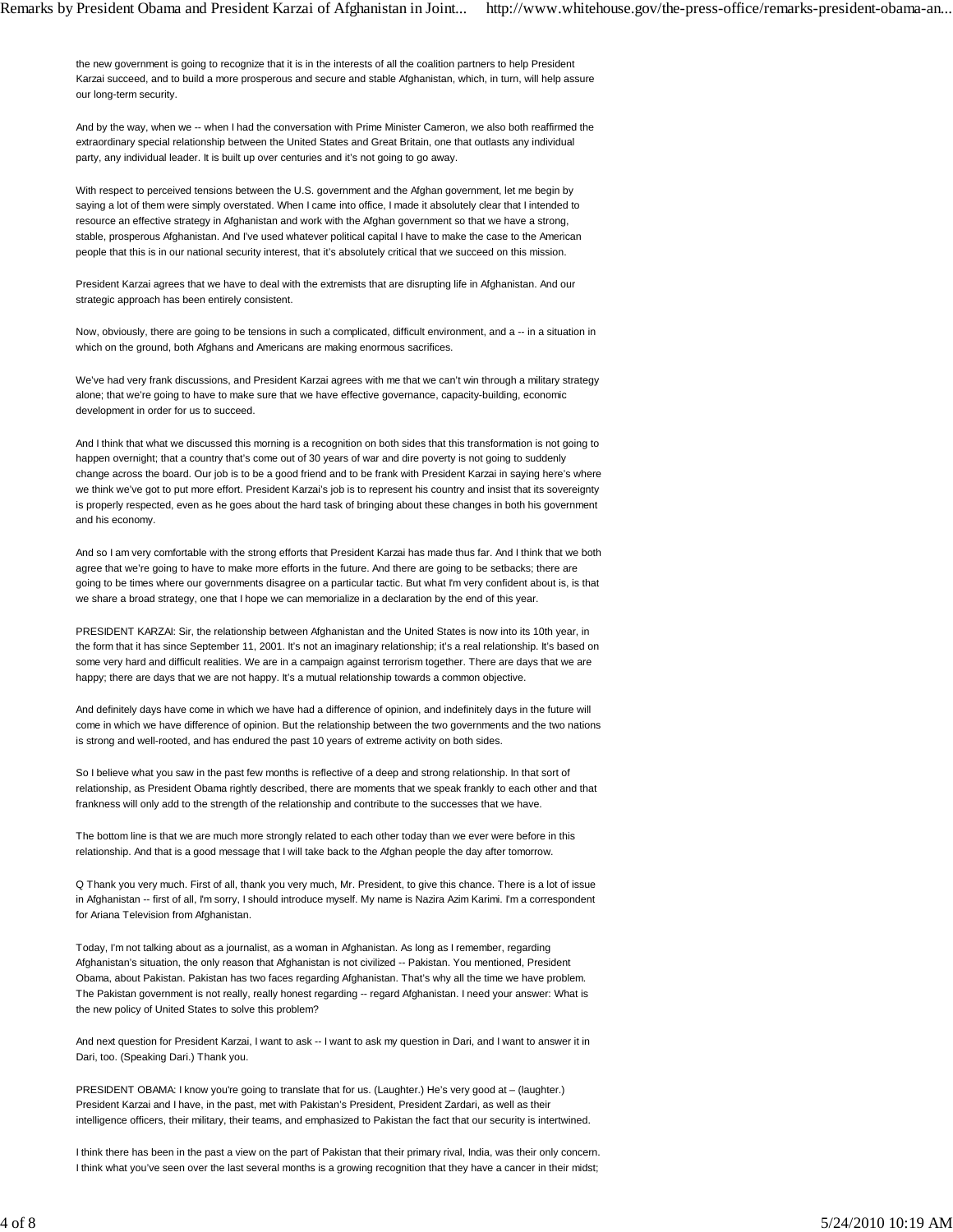the new government is going to recognize that it is in the interests of all the coalition partners to help President Karzai succeed, and to build a more prosperous and secure and stable Afghanistan, which, in turn, will help assure our long-term security.

And by the way, when we -- when I had the conversation with Prime Minister Cameron, we also both reaffirmed the extraordinary special relationship between the United States and Great Britain, one that outlasts any individual party, any individual leader. It is built up over centuries and it's not going to go away.

With respect to perceived tensions between the U.S. government and the Afghan government, let me begin by saying a lot of them were simply overstated. When I came into office, I made it absolutely clear that I intended to resource an effective strategy in Afghanistan and work with the Afghan government so that we have a strong, stable, prosperous Afghanistan. And I've used whatever political capital I have to make the case to the American people that this is in our national security interest, that it's absolutely critical that we succeed on this mission.

President Karzai agrees that we have to deal with the extremists that are disrupting life in Afghanistan. And our strategic approach has been entirely consistent.

Now, obviously, there are going to be tensions in such a complicated, difficult environment, and a -- in a situation in which on the ground, both Afghans and Americans are making enormous sacrifices.

We've had very frank discussions, and President Karzai agrees with me that we can't win through a military strategy alone; that we're going to have to make sure that we have effective governance, capacity-building, economic development in order for us to succeed.

And I think that what we discussed this morning is a recognition on both sides that this transformation is not going to happen overnight; that a country that's come out of 30 years of war and dire poverty is not going to suddenly change across the board. Our job is to be a good friend and to be frank with President Karzai in saying here's where we think we've got to put more effort. President Karzai's job is to represent his country and insist that its sovereignty is properly respected, even as he goes about the hard task of bringing about these changes in both his government and his economy.

And so I am very comfortable with the strong efforts that President Karzai has made thus far. And I think that we both agree that we're going to have to make more efforts in the future. And there are going to be setbacks; there are going to be times where our governments disagree on a particular tactic. But what I'm very confident about is, is that we share a broad strategy, one that I hope we can memorialize in a declaration by the end of this year.

PRESIDENT KARZAI: Sir, the relationship between Afghanistan and the United States is now into its 10th year, in the form that it has since September 11, 2001. It's not an imaginary relationship; it's a real relationship. It's based on some very hard and difficult realities. We are in a campaign against terrorism together. There are days that we are happy; there are days that we are not happy. It's a mutual relationship towards a common objective.

And definitely days have come in which we have had a difference of opinion, and indefinitely days in the future will come in which we have difference of opinion. But the relationship between the two governments and the two nations is strong and well-rooted, and has endured the past 10 years of extreme activity on both sides.

So I believe what you saw in the past few months is reflective of a deep and strong relationship. In that sort of relationship, as President Obama rightly described, there are moments that we speak frankly to each other and that frankness will only add to the strength of the relationship and contribute to the successes that we have.

The bottom line is that we are much more strongly related to each other today than we ever were before in this relationship. And that is a good message that I will take back to the Afghan people the day after tomorrow.

Q Thank you very much. First of all, thank you very much, Mr. President, to give this chance. There is a lot of issue in Afghanistan -- first of all, I'm sorry, I should introduce myself. My name is Nazira Azim Karimi. I'm a correspondent for Ariana Television from Afghanistan.

Today, I'm not talking about as a journalist, as a woman in Afghanistan. As long as I remember, regarding Afghanistan's situation, the only reason that Afghanistan is not civilized -- Pakistan. You mentioned, President Obama, about Pakistan. Pakistan has two faces regarding Afghanistan. That's why all the time we have problem. The Pakistan government is not really, really honest regarding -- regard Afghanistan. I need your answer: What is the new policy of United States to solve this problem?

And next question for President Karzai, I want to ask -- I want to ask my question in Dari, and I want to answer it in Dari, too. (Speaking Dari.) Thank you.

PRESIDENT OBAMA: I know you're going to translate that for us. (Laughter.) He's very good at – (laughter.) President Karzai and I have, in the past, met with Pakistan's President, President Zardari, as well as their intelligence officers, their military, their teams, and emphasized to Pakistan the fact that our security is intertwined.

I think there has been in the past a view on the part of Pakistan that their primary rival, India, was their only concern. I think what you've seen over the last several months is a growing recognition that they have a cancer in their midst;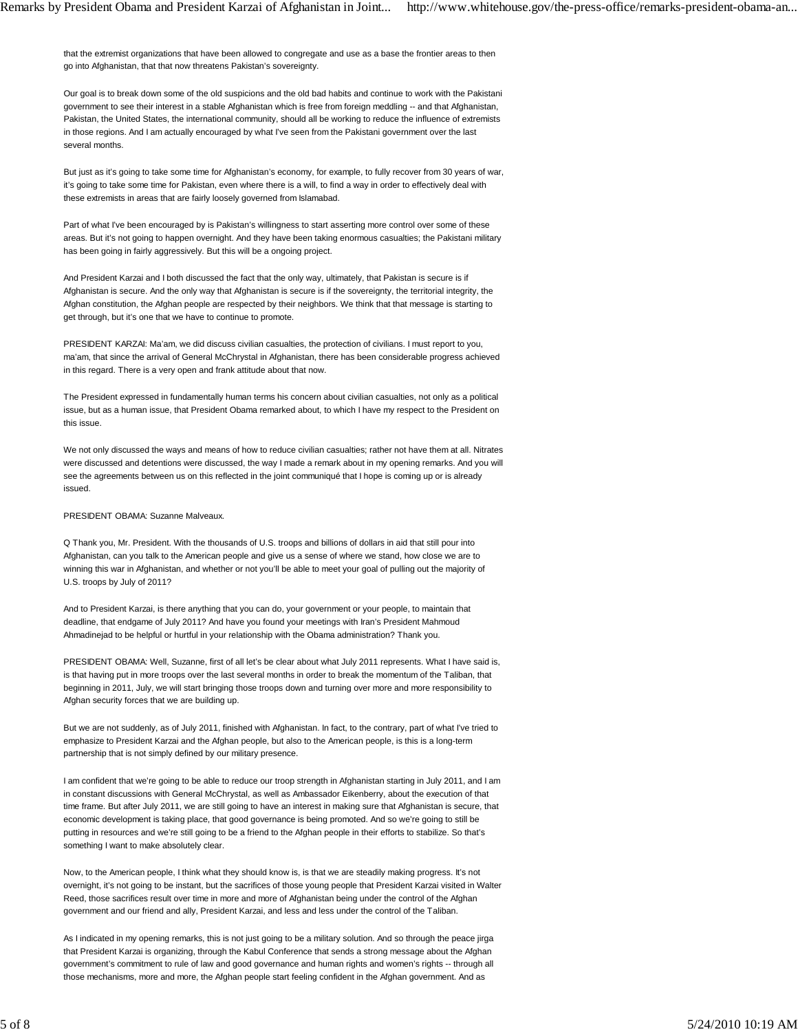that the extremist organizations that have been allowed to congregate and use as a base the frontier areas to then go into Afghanistan, that that now threatens Pakistan's sovereignty.

Our goal is to break down some of the old suspicions and the old bad habits and continue to work with the Pakistani government to see their interest in a stable Afghanistan which is free from foreign meddling -- and that Afghanistan, Pakistan, the United States, the international community, should all be working to reduce the influence of extremists in those regions. And I am actually encouraged by what I've seen from the Pakistani government over the last several months.

But just as it's going to take some time for Afghanistan's economy, for example, to fully recover from 30 years of war, it's going to take some time for Pakistan, even where there is a will, to find a way in order to effectively deal with these extremists in areas that are fairly loosely governed from Islamabad.

Part of what I've been encouraged by is Pakistan's willingness to start asserting more control over some of these areas. But it's not going to happen overnight. And they have been taking enormous casualties; the Pakistani military has been going in fairly aggressively. But this will be a ongoing project.

And President Karzai and I both discussed the fact that the only way, ultimately, that Pakistan is secure is if Afghanistan is secure. And the only way that Afghanistan is secure is if the sovereignty, the territorial integrity, the Afghan constitution, the Afghan people are respected by their neighbors. We think that that message is starting to get through, but it's one that we have to continue to promote.

PRESIDENT KARZAI: Ma'am, we did discuss civilian casualties, the protection of civilians. I must report to you, ma'am, that since the arrival of General McChrystal in Afghanistan, there has been considerable progress achieved in this regard. There is a very open and frank attitude about that now.

The President expressed in fundamentally human terms his concern about civilian casualties, not only as a political issue, but as a human issue, that President Obama remarked about, to which I have my respect to the President on this issue.

We not only discussed the ways and means of how to reduce civilian casualties; rather not have them at all. Nitrates were discussed and detentions were discussed, the way I made a remark about in my opening remarks. And you will see the agreements between us on this reflected in the joint communiqué that I hope is coming up or is already issued.

PRESIDENT OBAMA: Suzanne Malveaux.

Q Thank you, Mr. President. With the thousands of U.S. troops and billions of dollars in aid that still pour into Afghanistan, can you talk to the American people and give us a sense of where we stand, how close we are to winning this war in Afghanistan, and whether or not you'll be able to meet your goal of pulling out the majority of U.S. troops by July of 2011?

And to President Karzai, is there anything that you can do, your government or your people, to maintain that deadline, that endgame of July 2011? And have you found your meetings with Iran's President Mahmoud Ahmadinejad to be helpful or hurtful in your relationship with the Obama administration? Thank you.

PRESIDENT OBAMA: Well, Suzanne, first of all let's be clear about what July 2011 represents. What I have said is, is that having put in more troops over the last several months in order to break the momentum of the Taliban, that beginning in 2011, July, we will start bringing those troops down and turning over more and more responsibility to Afghan security forces that we are building up.

But we are not suddenly, as of July 2011, finished with Afghanistan. In fact, to the contrary, part of what I've tried to emphasize to President Karzai and the Afghan people, but also to the American people, is this is a long-term partnership that is not simply defined by our military presence.

I am confident that we're going to be able to reduce our troop strength in Afghanistan starting in July 2011, and I am in constant discussions with General McChrystal, as well as Ambassador Eikenberry, about the execution of that time frame. But after July 2011, we are still going to have an interest in making sure that Afghanistan is secure, that economic development is taking place, that good governance is being promoted. And so we're going to still be putting in resources and we're still going to be a friend to the Afghan people in their efforts to stabilize. So that's something I want to make absolutely clear.

Now, to the American people, I think what they should know is, is that we are steadily making progress. It's not overnight, it's not going to be instant, but the sacrifices of those young people that President Karzai visited in Walter Reed, those sacrifices result over time in more and more of Afghanistan being under the control of the Afghan government and our friend and ally, President Karzai, and less and less under the control of the Taliban.

As I indicated in my opening remarks, this is not just going to be a military solution. And so through the peace jirga that President Karzai is organizing, through the Kabul Conference that sends a strong message about the Afghan government's commitment to rule of law and good governance and human rights and women's rights -- through all those mechanisms, more and more, the Afghan people start feeling confident in the Afghan government. And as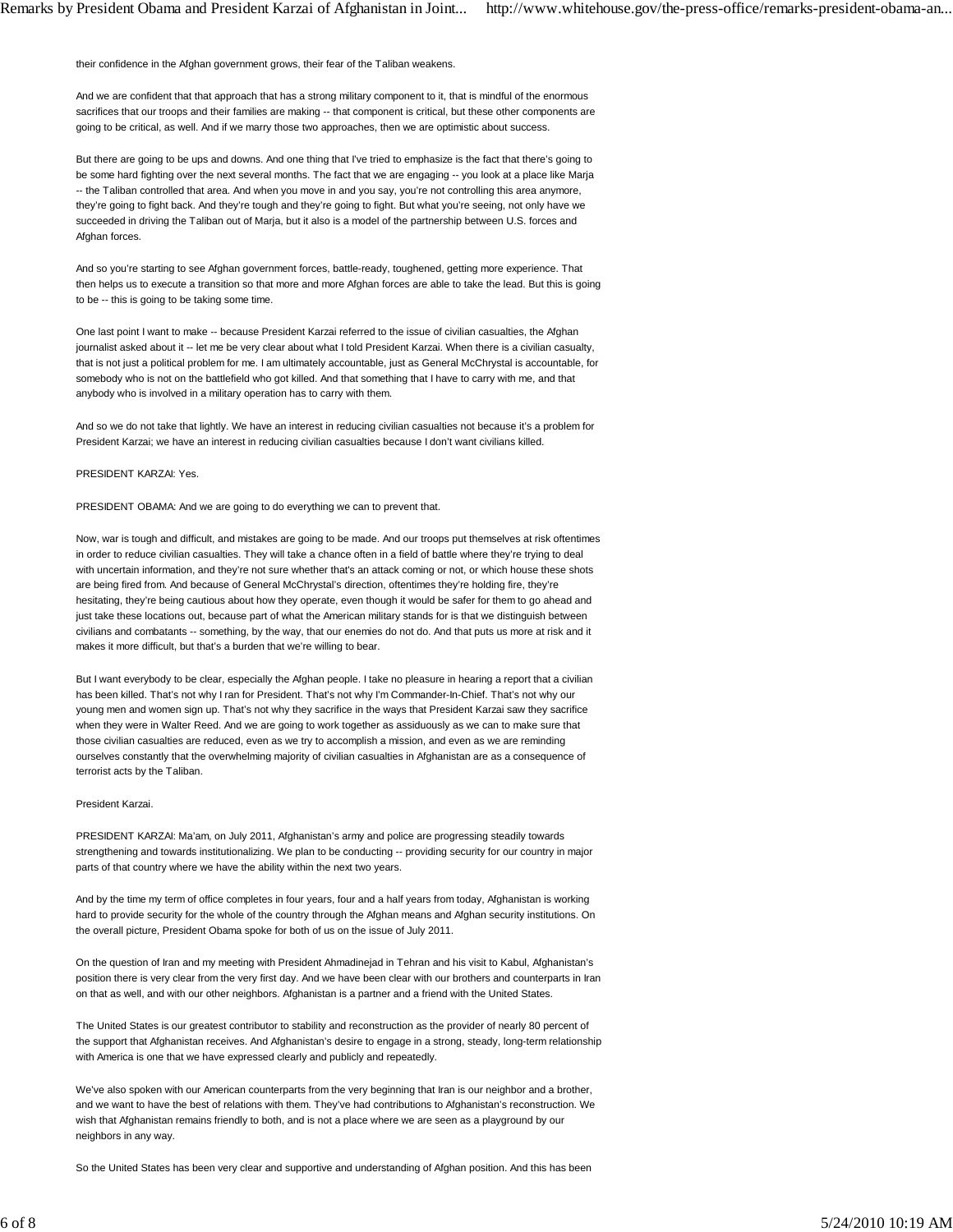their confidence in the Afghan government grows, their fear of the Taliban weakens.

And we are confident that that approach that has a strong military component to it, that is mindful of the enormous sacrifices that our troops and their families are making -- that component is critical, but these other components are going to be critical, as well. And if we marry those two approaches, then we are optimistic about success.

But there are going to be ups and downs. And one thing that I've tried to emphasize is the fact that there's going to be some hard fighting over the next several months. The fact that we are engaging -- you look at a place like Marja -- the Taliban controlled that area. And when you move in and you say, you're not controlling this area anymore, they're going to fight back. And they're tough and they're going to fight. But what you're seeing, not only have we succeeded in driving the Taliban out of Marja, but it also is a model of the partnership between U.S. forces and Afghan forces.

And so you're starting to see Afghan government forces, battle-ready, toughened, getting more experience. That then helps us to execute a transition so that more and more Afghan forces are able to take the lead. But this is going to be -- this is going to be taking some time.

One last point I want to make -- because President Karzai referred to the issue of civilian casualties, the Afghan journalist asked about it -- let me be very clear about what I told President Karzai. When there is a civilian casualty, that is not just a political problem for me. I am ultimately accountable, just as General McChrystal is accountable, for somebody who is not on the battlefield who got killed. And that something that I have to carry with me, and that anybody who is involved in a military operation has to carry with them.

And so we do not take that lightly. We have an interest in reducing civilian casualties not because it's a problem for President Karzai; we have an interest in reducing civilian casualties because I don't want civilians killed.

PRESIDENT KARZAI: Yes.

PRESIDENT OBAMA: And we are going to do everything we can to prevent that.

Now, war is tough and difficult, and mistakes are going to be made. And our troops put themselves at risk oftentimes in order to reduce civilian casualties. They will take a chance often in a field of battle where they're trying to deal with uncertain information, and they're not sure whether that's an attack coming or not, or which house these shots are being fired from. And because of General McChrystal's direction, oftentimes they're holding fire, they're hesitating, they're being cautious about how they operate, even though it would be safer for them to go ahead and just take these locations out, because part of what the American military stands for is that we distinguish between civilians and combatants -- something, by the way, that our enemies do not do. And that puts us more at risk and it makes it more difficult, but that's a burden that we're willing to bear.

But I want everybody to be clear, especially the Afghan people. I take no pleasure in hearing a report that a civilian has been killed. That's not why I ran for President. That's not why I'm Commander-In-Chief. That's not why our young men and women sign up. That's not why they sacrifice in the ways that President Karzai saw they sacrifice when they were in Walter Reed. And we are going to work together as assiduously as we can to make sure that those civilian casualties are reduced, even as we try to accomplish a mission, and even as we are reminding ourselves constantly that the overwhelming majority of civilian casualties in Afghanistan are as a consequence of terrorist acts by the Taliban.

President Karzai.

PRESIDENT KARZAI: Ma'am, on July 2011, Afghanistan's army and police are progressing steadily towards strengthening and towards institutionalizing. We plan to be conducting -- providing security for our country in major parts of that country where we have the ability within the next two years.

And by the time my term of office completes in four years, four and a half years from today, Afghanistan is working hard to provide security for the whole of the country through the Afghan means and Afghan security institutions. On the overall picture, President Obama spoke for both of us on the issue of July 2011.

On the question of Iran and my meeting with President Ahmadinejad in Tehran and his visit to Kabul, Afghanistan's position there is very clear from the very first day. And we have been clear with our brothers and counterparts in Iran on that as well, and with our other neighbors. Afghanistan is a partner and a friend with the United States.

The United States is our greatest contributor to stability and reconstruction as the provider of nearly 80 percent of the support that Afghanistan receives. And Afghanistan's desire to engage in a strong, steady, long-term relationship with America is one that we have expressed clearly and publicly and repeatedly.

We've also spoken with our American counterparts from the very beginning that Iran is our neighbor and a brother, and we want to have the best of relations with them. They've had contributions to Afghanistan's reconstruction. We wish that Afghanistan remains friendly to both, and is not a place where we are seen as a playground by our neighbors in any way.

So the United States has been very clear and supportive and understanding of Afghan position. And this has been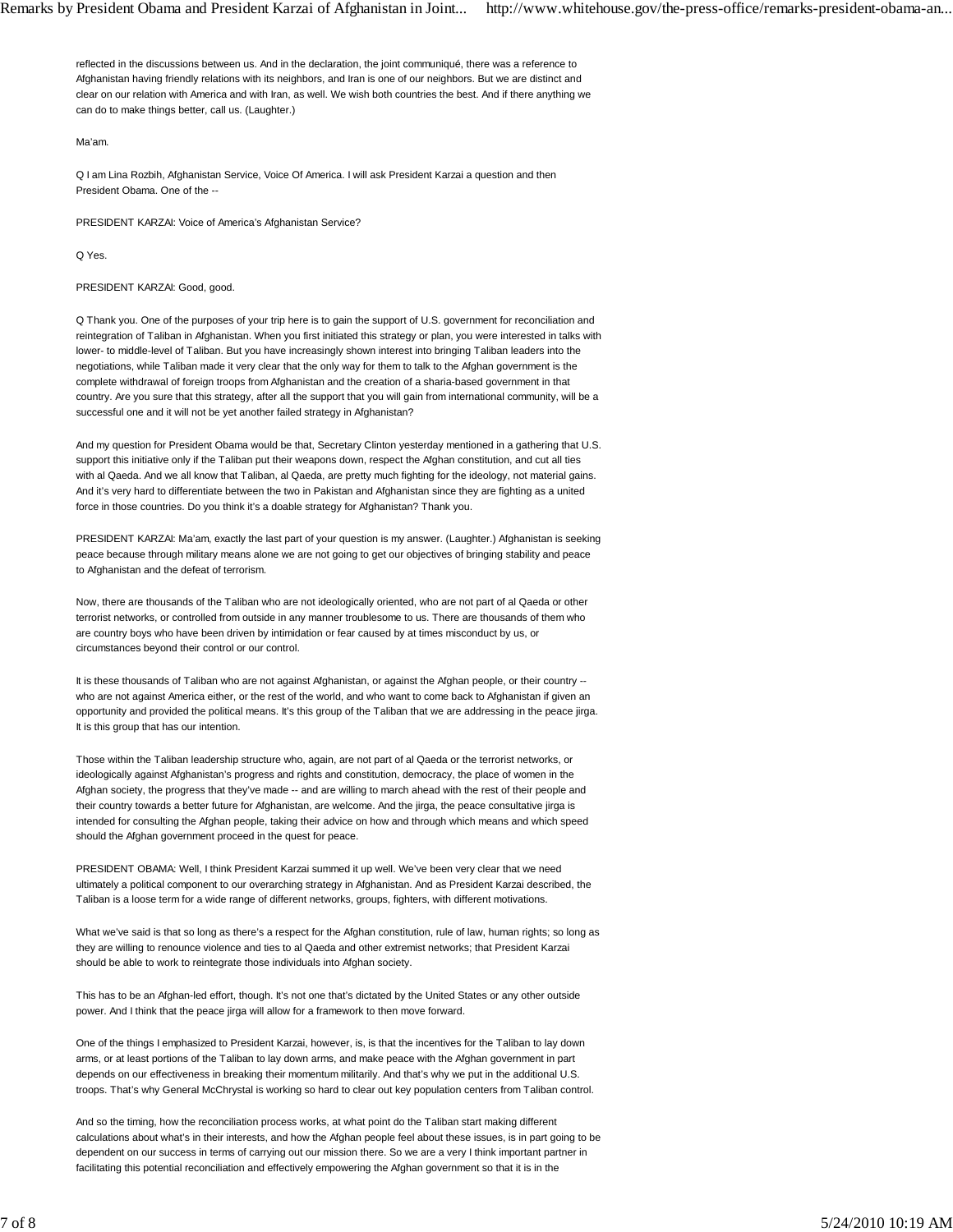reflected in the discussions between us. And in the declaration, the joint communiqué, there was a reference to Afghanistan having friendly relations with its neighbors, and Iran is one of our neighbors. But we are distinct and clear on our relation with America and with Iran, as well. We wish both countries the best. And if there anything we can do to make things better, call us. (Laughter.)

Ma'am.

Q I am Lina Rozbih, Afghanistan Service, Voice Of America. I will ask President Karzai a question and then President Obama. One of the --

PRESIDENT KARZAI: Voice of America's Afghanistan Service?

Q Yes.

PRESIDENT KARZAI: Good, good.

Q Thank you. One of the purposes of your trip here is to gain the support of U.S. government for reconciliation and reintegration of Taliban in Afghanistan. When you first initiated this strategy or plan, you were interested in talks with lower- to middle-level of Taliban. But you have increasingly shown interest into bringing Taliban leaders into the negotiations, while Taliban made it very clear that the only way for them to talk to the Afghan government is the complete withdrawal of foreign troops from Afghanistan and the creation of a sharia-based government in that country. Are you sure that this strategy, after all the support that you will gain from international community, will be a successful one and it will not be yet another failed strategy in Afghanistan?

And my question for President Obama would be that, Secretary Clinton yesterday mentioned in a gathering that U.S. support this initiative only if the Taliban put their weapons down, respect the Afghan constitution, and cut all ties with al Qaeda. And we all know that Taliban, al Qaeda, are pretty much fighting for the ideology, not material gains. And it's very hard to differentiate between the two in Pakistan and Afghanistan since they are fighting as a united force in those countries. Do you think it's a doable strategy for Afghanistan? Thank you.

PRESIDENT KARZAI: Ma'am, exactly the last part of your question is my answer. (Laughter.) Afghanistan is seeking peace because through military means alone we are not going to get our objectives of bringing stability and peace to Afghanistan and the defeat of terrorism.

Now, there are thousands of the Taliban who are not ideologically oriented, who are not part of al Qaeda or other terrorist networks, or controlled from outside in any manner troublesome to us. There are thousands of them who are country boys who have been driven by intimidation or fear caused by at times misconduct by us, or circumstances beyond their control or our control.

It is these thousands of Taliban who are not against Afghanistan, or against the Afghan people, or their country -- who are not against America either, or the rest of the world, and who want to come back to Afghanistan if given an opportunity and provided the political means. It's this group of the Taliban that we are addressing in the peace jirga. It is this group that has our intention.

Those within the Taliban leadership structure who, again, are not part of al Qaeda or the terrorist networks, or ideologically against Afghanistan's progress and rights and constitution, democracy, the place of women in the Afghan society, the progress that they've made -- and are willing to march ahead with the rest of their people and their country towards a better future for Afghanistan, are welcome. And the jirga, the peace consultative jirga is intended for consulting the Afghan people, taking their advice on how and through which means and which speed should the Afghan government proceed in the quest for peace.

PRESIDENT OBAMA: Well, I think President Karzai summed it up well. We've been very clear that we need ultimately a political component to our overarching strategy in Afghanistan. And as President Karzai described, the Taliban is a loose term for a wide range of different networks, groups, fighters, with different motivations.

What we've said is that so long as there's a respect for the Afghan constitution, rule of law, human rights; so long as they are willing to renounce violence and ties to al Qaeda and other extremist networks; that President Karzai should be able to work to reintegrate those individuals into Afghan society.

This has to be an Afghan-led effort, though. It's not one that's dictated by the United States or any other outside power. And I think that the peace jirga will allow for a framework to then move forward.

One of the things I emphasized to President Karzai, however, is, is that the incentives for the Taliban to lay down arms, or at least portions of the Taliban to lay down arms, and make peace with the Afghan government in part depends on our effectiveness in breaking their momentum militarily. And that's why we put in the additional U.S. troops. That's why General McChrystal is working so hard to clear out key population centers from Taliban control.

And so the timing, how the reconciliation process works, at what point do the Taliban start making different calculations about what's in their interests, and how the Afghan people feel about these issues, is in part going to be dependent on our success in terms of carrying out our mission there. So we are a very I think important partner in facilitating this potential reconciliation and effectively empowering the Afghan government so that it is in the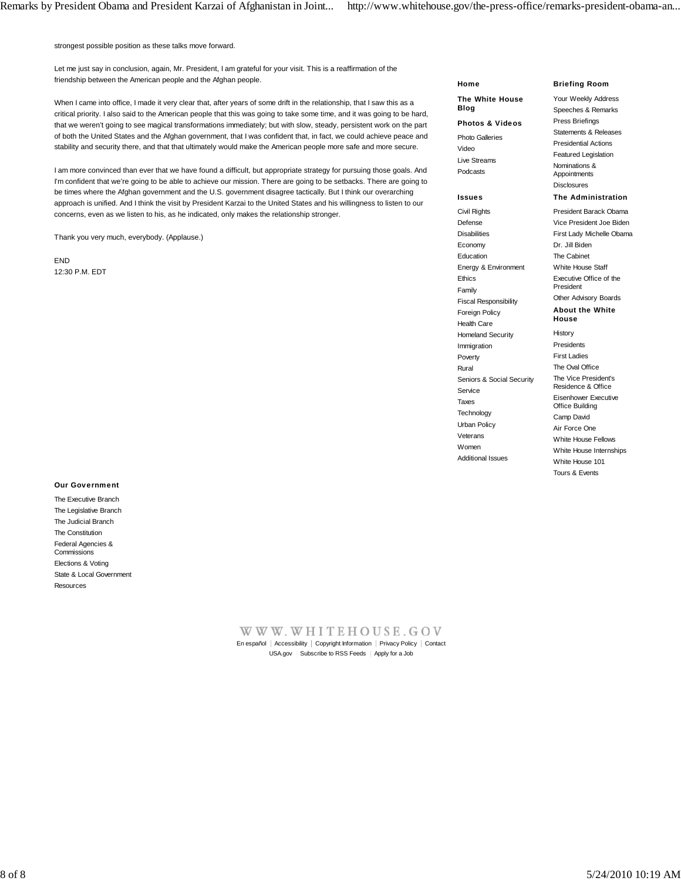strongest possible position as these talks move forward.

Let me just say in conclusion, again, Mr. President, I am grateful for your visit. This is a reaffirmation of the friendship between the American people and the Afghan people.

When I came into office, I made it very clear that, after years of some drift in the relationship, that I saw this as a critical priority. I also said to the American people that this was going to take some time, and it was going to be hard, that we weren't going to see magical transformations immediately; but with slow, steady, persistent work on the part of both the United States and the Afghan government, that I was confident that, in fact, we could achieve peace and stability and security there, and that that ultimately would make the American people more safe and more secure.

I am more convinced than ever that we have found a difficult, but appropriate strategy for pursuing those goals. And I'm confident that we're going to be able to achieve our mission. There are going to be setbacks. There are going to be times where the Afghan government and the U.S. government disagree tactically. But I think our overarching approach is unified. And I think the visit by President Karzai to the United States and his willingness to listen to our concerns, even as we listen to his, as he indicated, only makes the relationship stronger.

Thank you very much, everybody. (Applause.)

END
12:30 P.M. EDT

**Home**

**The White House Blog**

**Photos & Videos**

- Photo Galleries
- Video
- Live Streams
- Podcasts

**Issues**

- Civil Rights
- Defense
- Disabilities
- Economy
- Education
- Energy & Environment
- Ethics
- Family
- Fiscal Responsibility
- Foreign Policy
- Health Care
- Homeland Security
- Immigration
- Poverty
- Rural
- Seniors & Social Security
- Service
- Taxes
- Technology
- Urban Policy
- Veterans
- Women
- Additional Issues

**Briefing Room**

- Your Weekly Address
- Speeches & Remarks
- Press Briefings
- Statements & Releases
- Presidential Actions
- Featured Legislation
- Nominations & Appointments
- Disclosures

**The Administration**

- President Barack Obama
- Vice President Joe Biden
- First Lady Michelle Obama
- Dr. Jill Biden
- The Cabinet
- White House Staff
- Executive Office of the President
- Other Advisory Boards

**About the White House**

- History
- Presidents
- First Ladies
- The Oval Office
- The Vice President's Residence & Office
- Eisenhower Executive Office Building
- Camp David
- Air Force One
- White House Fellows
- White House Internships
- White House 101
- Tours & Events

**Our Government**

- The Executive Branch
- The Legislative Branch
- The Judicial Branch
- The Constitution
- Federal Agencies & Commissions
- Elections & Voting
- State & Local Government
- Resources

WWW.WHITEHOUSE.GOV

En español | Accessibility | Copyright Information | Privacy Policy | Contact
USA.gov | Subscribe to RSS Feeds | Apply for a Job